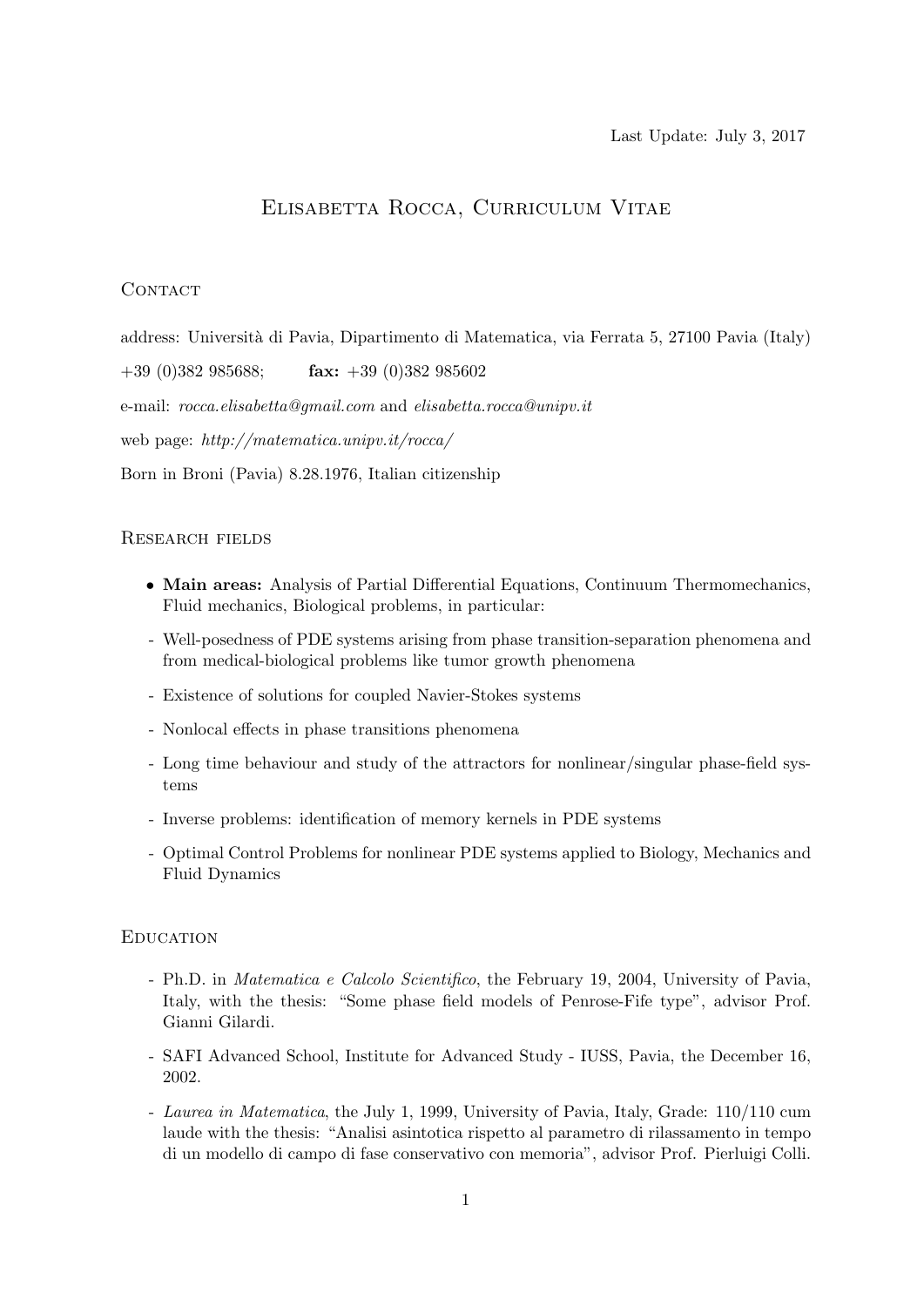Last Update: July 3, 2017

# Elisabetta Rocca, Curriculum Vitae

## Contact

address: Università di Pavia, Dipartimento di Matematica, via Ferrata 5, 27100 Pavia (Italy)

+39 (0)382 985688; **fax:** +39 (0)382 985602

e-mail: *rocca.elisabetta@gmail.com* and *elisabetta.rocca@unipv.it*

web page: *http://matematica.unipv.it/rocca/*

Born in Broni (Pavia) 8.28.1976, Italian citizenship

## Research fields

- **Main areas:** Analysis of Partial Differential Equations, Continuum Thermomechanics, Fluid mechanics, Biological problems, in particular:
- Well-posedness of PDE systems arising from phase transition-separation phenomena and from medical-biological problems like tumor growth phenomena
- Existence of solutions for coupled Navier-Stokes systems
- Nonlocal effects in phase transitions phenomena
- Long time behaviour and study of the attractors for nonlinear/singular phase-field systems
- Inverse problems: identification of memory kernels in PDE systems
- Optimal Control Problems for nonlinear PDE systems applied to Biology, Mechanics and Fluid Dynamics

## Education

- Ph.D. in *Matematica e Calcolo Scientifico*, the February 19, 2004, University of Pavia, Italy, with the thesis: "Some phase field models of Penrose-Fife type", advisor Prof. Gianni Gilardi.
- SAFI Advanced School, Institute for Advanced Study - IUSS, Pavia, the December 16, 2002.
- *Laurea in Matematica*, the July 1, 1999, University of Pavia, Italy, Grade: 110/110 cum laude with the thesis: "Analisi asintotica rispetto al parametro di rilassamento in tempo di un modello di campo di fase conservativo con memoria", advisor Prof. Pierluigi Colli.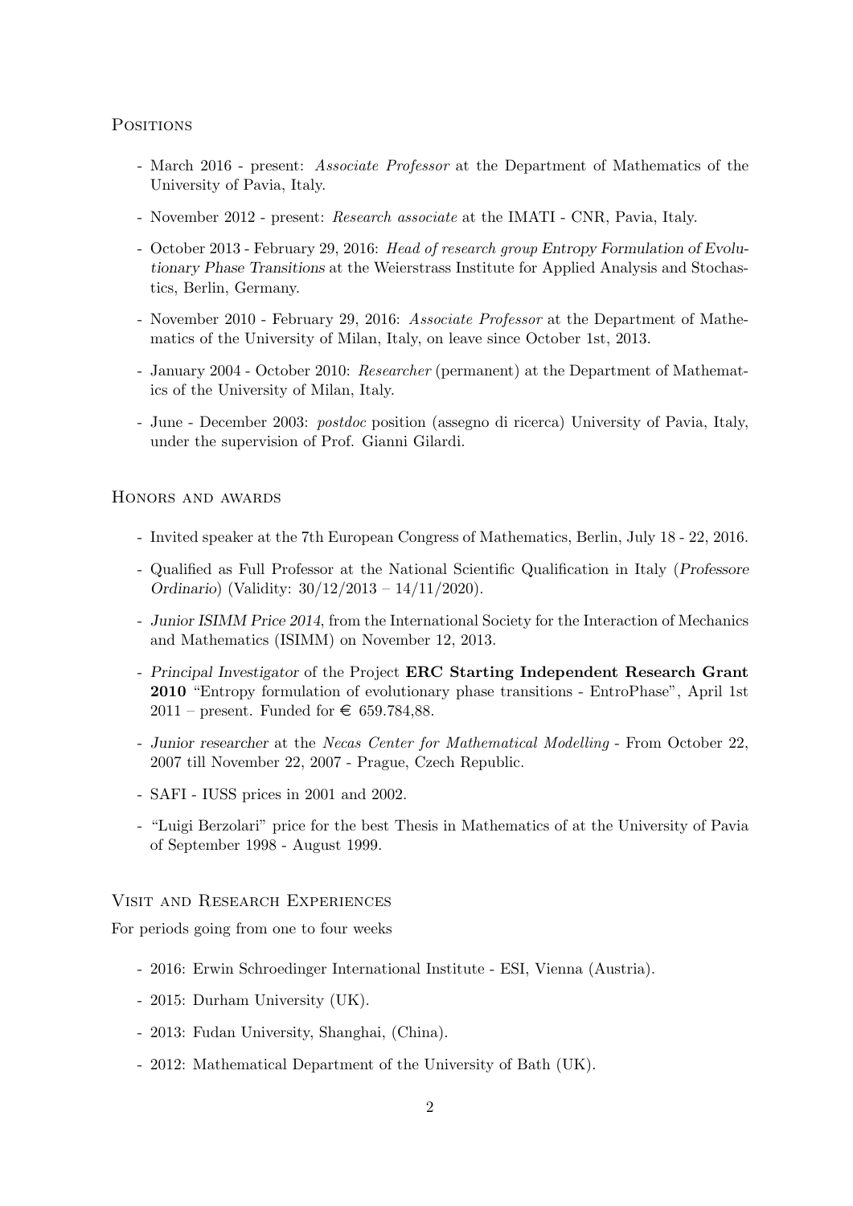## Positions

- March 2016 - present: *Associate Professor* at the Department of Mathematics of the University of Pavia, Italy.
- November 2012 - present: *Research associate* at the IMATI - CNR, Pavia, Italy.
- October 2013 - February 29, 2016: *Head of research group Entropy Formulation of Evolutionary Phase Transitions* at the Weierstrass Institute for Applied Analysis and Stochastics, Berlin, Germany.
- November 2010 - February 29, 2016: *Associate Professor* at the Department of Mathematics of the University of Milan, Italy, on leave since October 1st, 2013.
- January 2004 - October 2010: *Researcher* (permanent) at the Department of Mathematics of the University of Milan, Italy.
- June - December 2003: *postdoc* position (assegno di ricerca) University of Pavia, Italy, under the supervision of Prof. Gianni Gilardi.

## Honors and awards

- Invited speaker at the 7th European Congress of Mathematics, Berlin, July 18 - 22, 2016.
- Qualified as Full Professor at the National Scientific Qualification in Italy (*Professore Ordinario*) (Validity: 30/12/2013 – 14/11/2020).
- *Junior ISIMM Price 2014*, from the International Society for the Interaction of Mechanics and Mathematics (ISIMM) on November 12, 2013.
- *Principal Investigator* of the Project **ERC Starting Independent Research Grant 2010** "Entropy formulation of evolutionary phase transitions - EntroPhase", April 1st 2011 – present. Funded for € 659.784,88.
- *Junior researcher* at the *Necas Center for Mathematical Modelling* - From October 22, 2007 till November 22, 2007 - Prague, Czech Republic.
- SAFI - IUSS prices in 2001 and 2002.
- "Luigi Berzolari" price for the best Thesis in Mathematics of at the University of Pavia of September 1998 - August 1999.

## Visit and Research Experiences

For periods going from one to four weeks

- 2016: Erwin Schroedinger International Institute - ESI, Vienna (Austria).
- 2015: Durham University (UK).
- 2013: Fudan University, Shanghai, (China).
- 2012: Mathematical Department of the University of Bath (UK).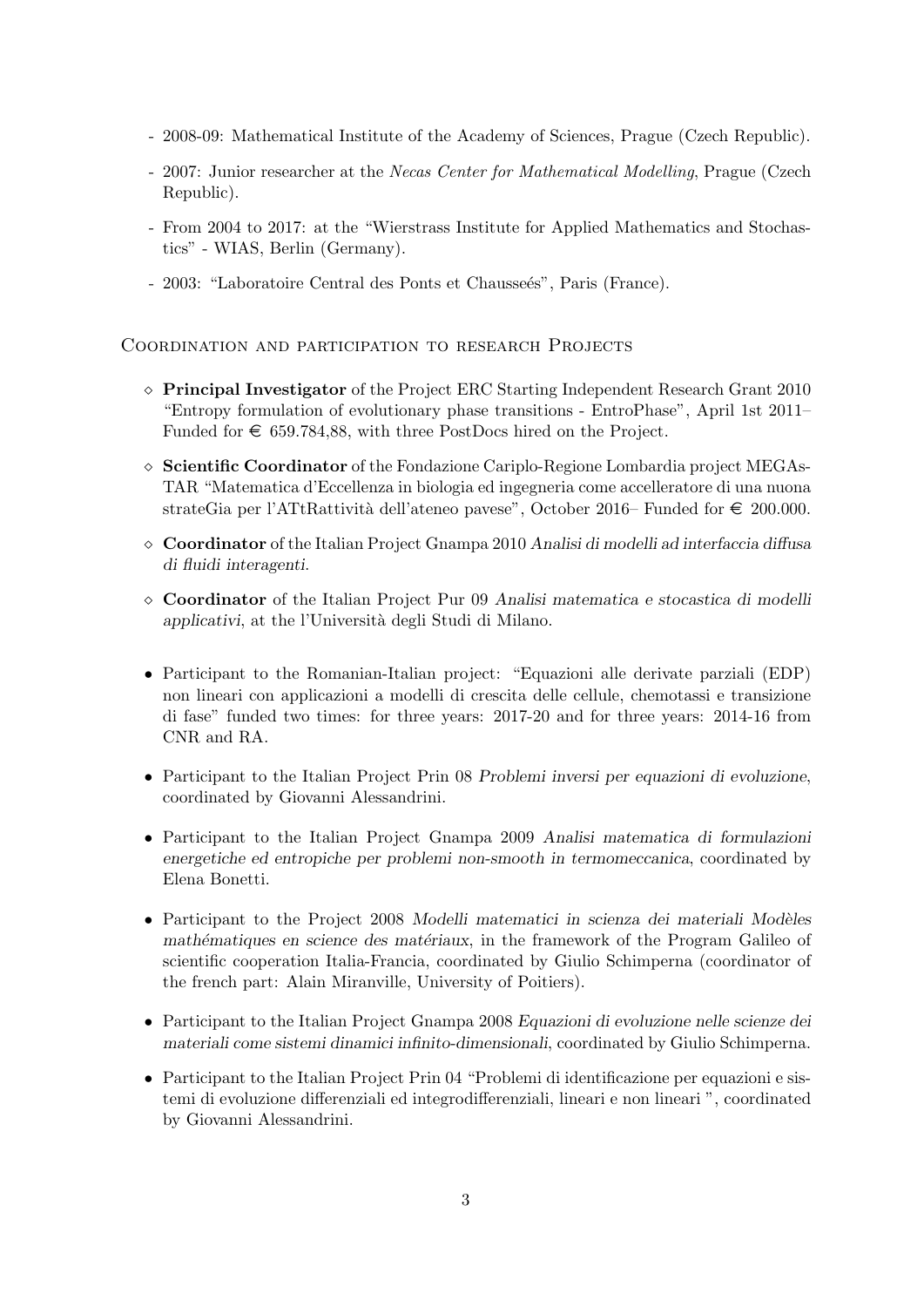- 2008-09: Mathematical Institute of the Academy of Sciences, Prague (Czech Republic).

- 2007: Junior researcher at the *Necas Center for Mathematical Modelling*, Prague (Czech Republic).

- From 2004 to 2017: at the "Wierstrass Institute for Applied Mathematics and Stochastics" - WIAS, Berlin (Germany).

- 2003: "Laboratoire Central des Ponts et Chausseés", Paris (France).

## Coordination and participation to research Projects

◇ **Principal Investigator** of the Project ERC Starting Independent Research Grant 2010 "Entropy formulation of evolutionary phase transitions - EntroPhase", April 1st 2011– Funded for € 659.784,88, with three PostDocs hired on the Project.

◇ **Scientific Coordinator** of the Fondazione Cariplo-Regione Lombardia project MEGAsTAR "Matematica d'Eccellenza in biologia ed ingegneria come accelleratore di una nuona strateGia per l'ATtRattività dell'ateneo pavese", October 2016– Funded for € 200.000.

◇ **Coordinator** of the Italian Project Gnampa 2010 *Analisi di modelli ad interfaccia diffusa di fluidi interagenti*.

◇ **Coordinator** of the Italian Project Pur 09 *Analisi matematica e stocastica di modelli applicativi*, at the l'Università degli Studi di Milano.

- Participant to the Romanian-Italian project: "Equazioni alle derivate parziali (EDP) non lineari con applicazioni a modelli di crescita delle cellule, chemotassi e transizione di fase" funded two times: for three years: 2017-20 and for three years: 2014-16 from CNR and RA.

- Participant to the Italian Project Prin 08 *Problemi inversi per equazioni di evoluzione*, coordinated by Giovanni Alessandrini.

- Participant to the Italian Project Gnampa 2009 *Analisi matematica di formulazioni energetiche ed entropiche per problemi non-smooth in termomeccanica*, coordinated by Elena Bonetti.

- Participant to the Project 2008 *Modelli matematici in scienza dei materiali Modèles mathématiques en science des matériaux*, in the framework of the Program Galileo of scientific cooperation Italia-Francia, coordinated by Giulio Schimperna (coordinator of the french part: Alain Miranville, University of Poitiers).

- Participant to the Italian Project Gnampa 2008 *Equazioni di evoluzione nelle scienze dei materiali come sistemi dinamici infinito-dimensionali*, coordinated by Giulio Schimperna.

- Participant to the Italian Project Prin 04 "Problemi di identificazione per equazioni e sistemi di evoluzione differenziali ed integrodifferenziali, lineari e non lineari ", coordinated by Giovanni Alessandrini.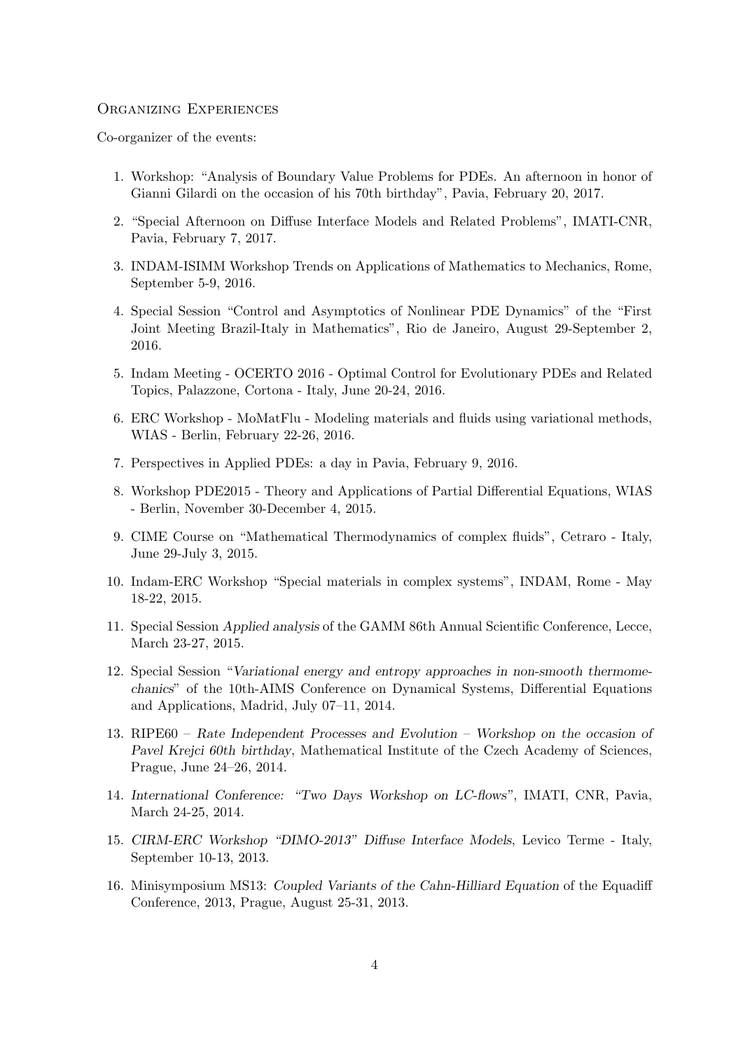## Organizing Experiences

Co-organizer of the events:

1. Workshop: "Analysis of Boundary Value Problems for PDEs. An afternoon in honor of Gianni Gilardi on the occasion of his 70th birthday", Pavia, February 20, 2017.
2. "Special Afternoon on Diffuse Interface Models and Related Problems", IMATI-CNR, Pavia, February 7, 2017.
3. INDAM-ISIMM Workshop Trends on Applications of Mathematics to Mechanics, Rome, September 5-9, 2016.
4. Special Session "Control and Asymptotics of Nonlinear PDE Dynamics" of the "First Joint Meeting Brazil-Italy in Mathematics", Rio de Janeiro, August 29-September 2, 2016.
5. Indam Meeting - OCERTO 2016 - Optimal Control for Evolutionary PDEs and Related Topics, Palazzone, Cortona - Italy, June 20-24, 2016.
6. ERC Workshop - MoMatFlu - Modeling materials and fluids using variational methods, WIAS - Berlin, February 22-26, 2016.
7. Perspectives in Applied PDEs: a day in Pavia, February 9, 2016.
8. Workshop PDE2015 - Theory and Applications of Partial Differential Equations, WIAS - Berlin, November 30-December 4, 2015.
9. CIME Course on "Mathematical Thermodynamics of complex fluids", Cetraro - Italy, June 29-July 3, 2015.
10. Indam-ERC Workshop "Special materials in complex systems", INDAM, Rome - May 18-22, 2015.
11. Special Session *Applied analysis* of the GAMM 86th Annual Scientific Conference, Lecce, March 23-27, 2015.
12. Special Session "*Variational energy and entropy approaches in non-smooth thermomechanics*" of the 10th-AIMS Conference on Dynamical Systems, Differential Equations and Applications, Madrid, July 07–11, 2014.
13. RIPE60 – *Rate Independent Processes and Evolution – Workshop on the occasion of Pavel Krejci 60th birthday*, Mathematical Institute of the Czech Academy of Sciences, Prague, June 24–26, 2014.
14. *International Conference: "Two Days Workshop on LC-flows"*, IMATI, CNR, Pavia, March 24-25, 2014.
15. *CIRM-ERC Workshop "DIMO-2013" Diffuse Interface Models*, Levico Terme - Italy, September 10-13, 2013.
16. Minisymposium MS13: *Coupled Variants of the Cahn-Hilliard Equation* of the Equadiff Conference, 2013, Prague, August 25-31, 2013.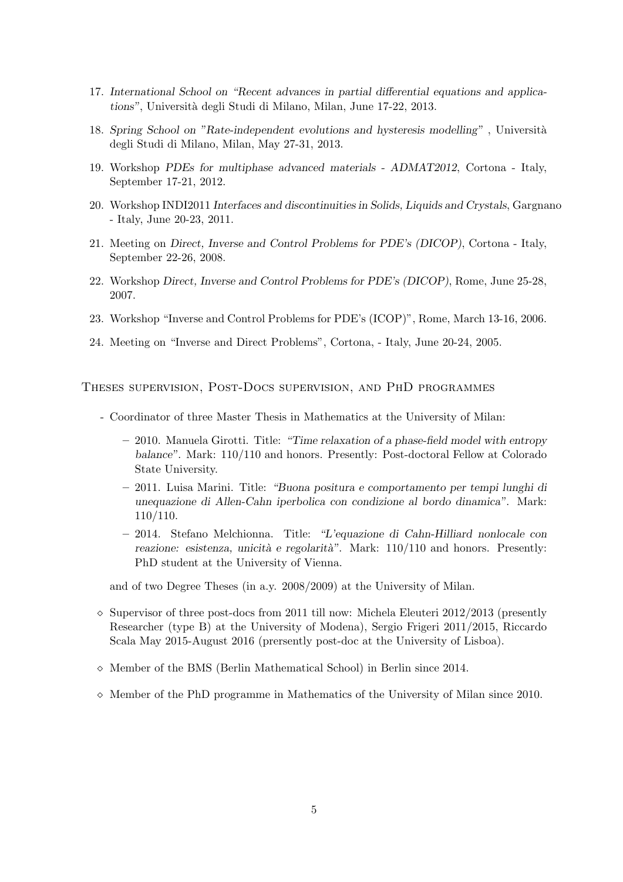17. *International School on "Recent advances in partial differential equations and applications"*, Università degli Studi di Milano, Milan, June 17-22, 2013.

18. *Spring School on "Rate-independent evolutions and hysteresis modelling"* , Università degli Studi di Milano, Milan, May 27-31, 2013.

19. Workshop *PDEs for multiphase advanced materials - ADMAT2012*, Cortona - Italy, September 17-21, 2012.

20. Workshop INDI2011 *Interfaces and discontinuities in Solids, Liquids and Crystals*, Gargnano - Italy, June 20-23, 2011.

21. Meeting on *Direct, Inverse and Control Problems for PDE's (DICOP)*, Cortona - Italy, September 22-26, 2008.

22. Workshop *Direct, Inverse and Control Problems for PDE's (DICOP)*, Rome, June 25-28, 2007.

23. Workshop "Inverse and Control Problems for PDE's (ICOP)", Rome, March 13-16, 2006.

24. Meeting on "Inverse and Direct Problems", Cortona, - Italy, June 20-24, 2005.

## Theses supervision, Post-Docs supervision, and PhD programmes

- Coordinator of three Master Thesis in Mathematics at the University of Milan:
  - 2010. Manuela Girotti. Title: *"Time relaxation of a phase-field model with entropy balance"*. Mark: 110/110 and honors. Presently: Post-doctoral Fellow at Colorado State University.
  - 2011. Luisa Marini. Title: *"Buona positura e comportamento per tempi lunghi di unequazione di Allen-Cahn iperbolica con condizione al bordo dinamica"*. Mark: 110/110.
  - 2014. Stefano Melchionna. Title: *"L'equazione di Cahn-Hilliard nonlocale con reazione: esistenza, unicità e regolarità"*. Mark: 110/110 and honors. Presently: PhD student at the University of Vienna.

  and of two Degree Theses (in a.y. 2008/2009) at the University of Milan.

- ⋄ Supervisor of three post-docs from 2011 till now: Michela Eleuteri 2012/2013 (presently Researcher (type B) at the University of Modena), Sergio Frigeri 2011/2015, Riccardo Scala May 2015-August 2016 (prersently post-doc at the University of Lisboa).

- ⋄ Member of the BMS (Berlin Mathematical School) in Berlin since 2014.

- ⋄ Member of the PhD programme in Mathematics of the University of Milan since 2010.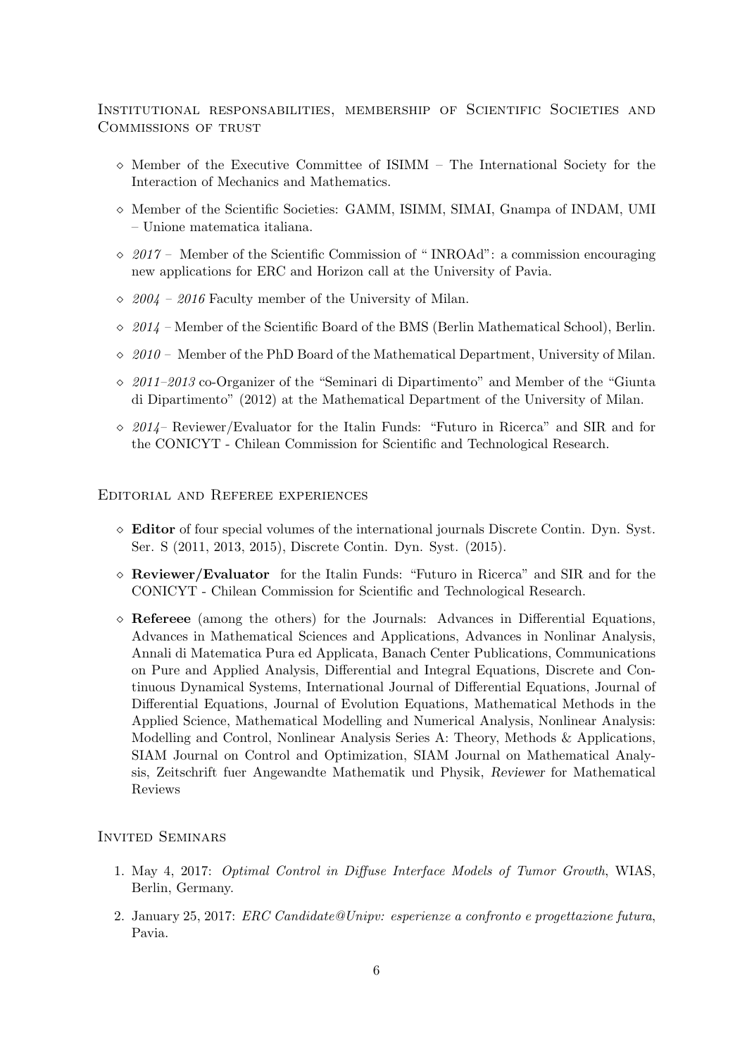## Institutional responsabilities, membership of Scientific Societies and Commissions of trust

- Member of the Executive Committee of ISIMM – The International Society for the Interaction of Mechanics and Mathematics.
- Member of the Scientific Societies: GAMM, ISIMM, SIMAI, Gnampa of INDAM, UMI – Unione matematica italiana.
- *2017* – Member of the Scientific Commission of " INROAd": a commission encouraging new applications for ERC and Horizon call at the University of Pavia.
- *2004 – 2016* Faculty member of the University of Milan.
- *2014* – Member of the Scientific Board of the BMS (Berlin Mathematical School), Berlin.
- *2010* – Member of the PhD Board of the Mathematical Department, University of Milan.
- *2011–2013* co-Organizer of the "Seminari di Dipartimento" and Member of the "Giunta di Dipartimento" (2012) at the Mathematical Department of the University of Milan.
- *2014*– Reviewer/Evaluator for the Italin Funds: "Futuro in Ricerca" and SIR and for the CONICYT - Chilean Commission for Scientific and Technological Research.

## Editorial and Referee experiences

- **Editor** of four special volumes of the international journals Discrete Contin. Dyn. Syst. Ser. S (2011, 2013, 2015), Discrete Contin. Dyn. Syst. (2015).
- **Reviewer/Evaluator** for the Italin Funds: "Futuro in Ricerca" and SIR and for the CONICYT - Chilean Commission for Scientific and Technological Research.
- **Refereee** (among the others) for the Journals: Advances in Differential Equations, Advances in Mathematical Sciences and Applications, Advances in Nonlinar Analysis, Annali di Matematica Pura ed Applicata, Banach Center Publications, Communications on Pure and Applied Analysis, Differential and Integral Equations, Discrete and Continuous Dynamical Systems, International Journal of Differential Equations, Journal of Differential Equations, Journal of Evolution Equations, Mathematical Methods in the Applied Science, Mathematical Modelling and Numerical Analysis, Nonlinear Analysis: Modelling and Control, Nonlinear Analysis Series A: Theory, Methods & Applications, SIAM Journal on Control and Optimization, SIAM Journal on Mathematical Analysis, Zeitschrift fuer Angewandte Mathematik und Physik, *Reviewer* for Mathematical Reviews

## Invited Seminars

1. May 4, 2017: *Optimal Control in Diffuse Interface Models of Tumor Growth*, WIAS, Berlin, Germany.
2. January 25, 2017: *ERC Candidate@Unipv: esperienze a confronto e progettazione futura*, Pavia.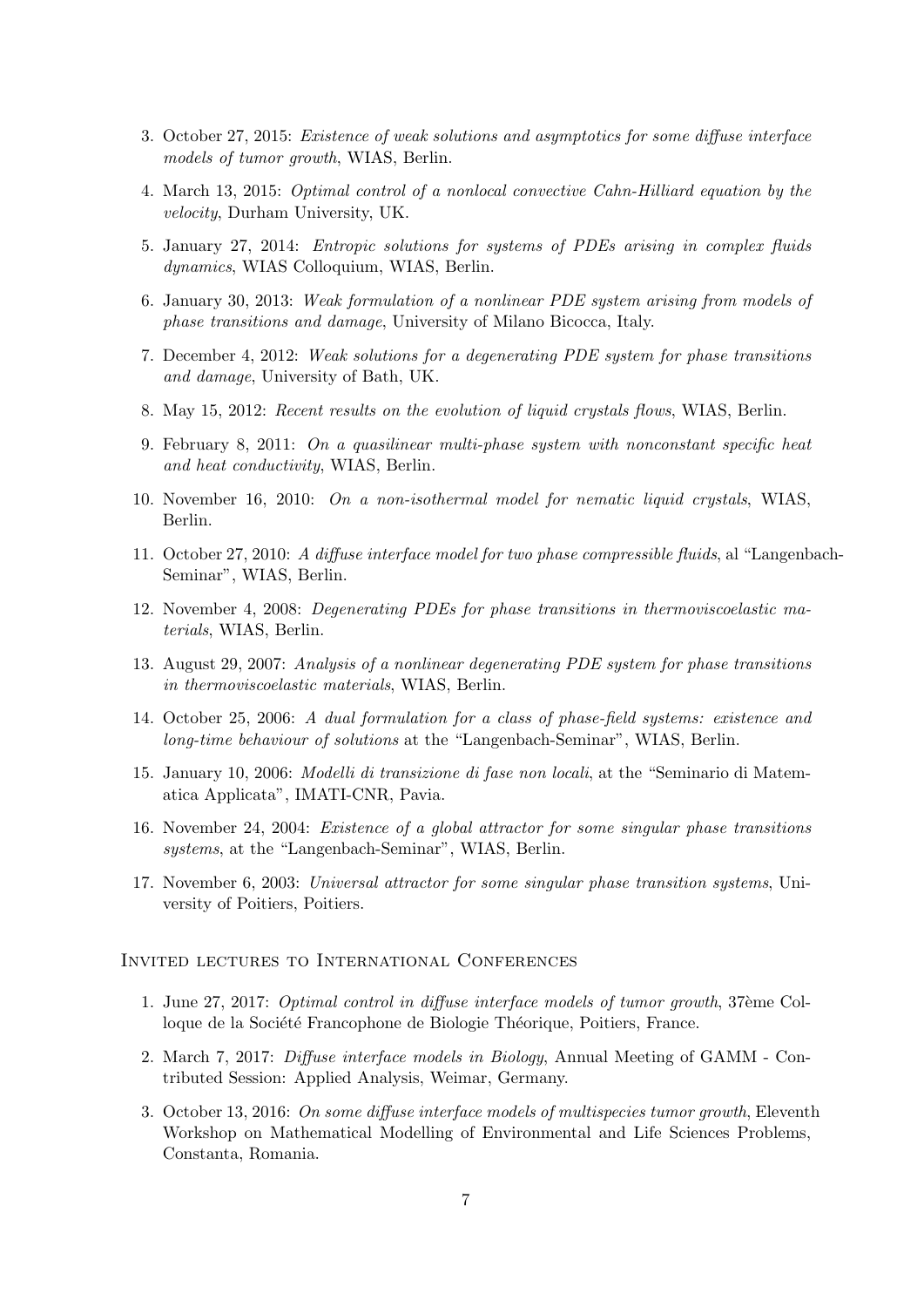3. October 27, 2015: *Existence of weak solutions and asymptotics for some diffuse interface models of tumor growth*, WIAS, Berlin.

4. March 13, 2015: *Optimal control of a nonlocal convective Cahn-Hilliard equation by the velocity*, Durham University, UK.

5. January 27, 2014: *Entropic solutions for systems of PDEs arising in complex fluids dynamics*, WIAS Colloquium, WIAS, Berlin.

6. January 30, 2013: *Weak formulation of a nonlinear PDE system arising from models of phase transitions and damage*, University of Milano Bicocca, Italy.

7. December 4, 2012: *Weak solutions for a degenerating PDE system for phase transitions and damage*, University of Bath, UK.

8. May 15, 2012: *Recent results on the evolution of liquid crystals flows*, WIAS, Berlin.

9. February 8, 2011: *On a quasilinear multi-phase system with nonconstant specific heat and heat conductivity*, WIAS, Berlin.

10. November 16, 2010: *On a non-isothermal model for nematic liquid crystals*, WIAS, Berlin.

11. October 27, 2010: *A diffuse interface model for two phase compressible fluids*, al "Langenbach-Seminar", WIAS, Berlin.

12. November 4, 2008: *Degenerating PDEs for phase transitions in thermoviscoelastic materials*, WIAS, Berlin.

13. August 29, 2007: *Analysis of a nonlinear degenerating PDE system for phase transitions in thermoviscoelastic materials*, WIAS, Berlin.

14. October 25, 2006: *A dual formulation for a class of phase-field systems: existence and long-time behaviour of solutions* at the "Langenbach-Seminar", WIAS, Berlin.

15. January 10, 2006: *Modelli di transizione di fase non locali*, at the "Seminario di Matematica Applicata", IMATI-CNR, Pavia.

16. November 24, 2004: *Existence of a global attractor for some singular phase transitions systems*, at the "Langenbach-Seminar", WIAS, Berlin.

17. November 6, 2003: *Universal attractor for some singular phase transition systems*, University of Poitiers, Poitiers.

### Invited lectures to International Conferences

1. June 27, 2017: *Optimal control in diffuse interface models of tumor growth*, 37ème Colloque de la Société Francophone de Biologie Théorique, Poitiers, France.

2. March 7, 2017: *Diffuse interface models in Biology*, Annual Meeting of GAMM - Contributed Session: Applied Analysis, Weimar, Germany.

3. October 13, 2016: *On some diffuse interface models of multispecies tumor growth*, Eleventh Workshop on Mathematical Modelling of Environmental and Life Sciences Problems, Constanta, Romania.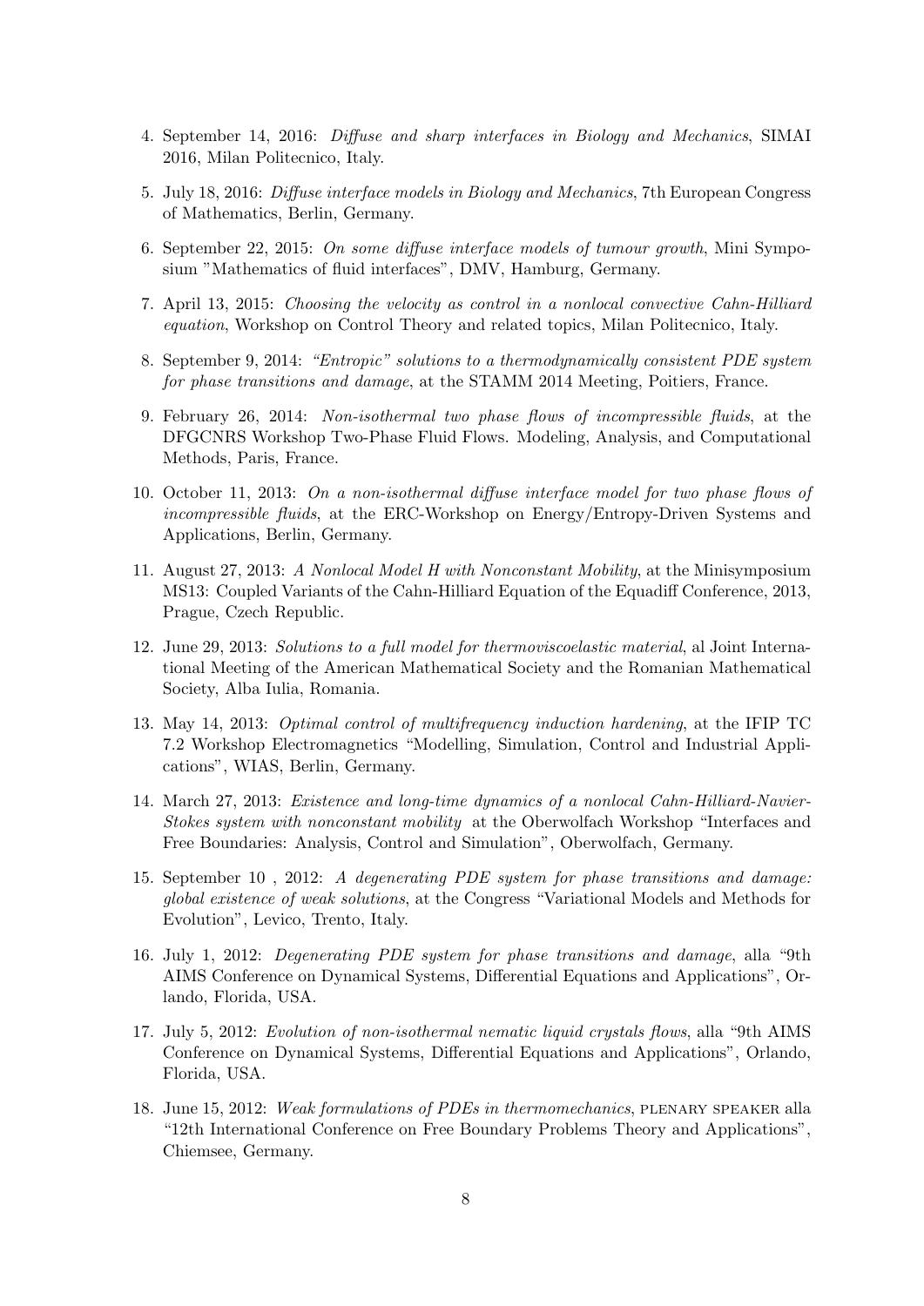4. September 14, 2016: *Diffuse and sharp interfaces in Biology and Mechanics*, SIMAI 2016, Milan Politecnico, Italy.

5. July 18, 2016: *Diffuse interface models in Biology and Mechanics*, 7th European Congress of Mathematics, Berlin, Germany.

6. September 22, 2015: *On some diffuse interface models of tumour growth*, Mini Symposium "Mathematics of fluid interfaces", DMV, Hamburg, Germany.

7. April 13, 2015: *Choosing the velocity as control in a nonlocal convective Cahn-Hilliard equation*, Workshop on Control Theory and related topics, Milan Politecnico, Italy.

8. September 9, 2014: *"Entropic" solutions to a thermodynamically consistent PDE system for phase transitions and damage*, at the STAMM 2014 Meeting, Poitiers, France.

9. February 26, 2014: *Non-isothermal two phase flows of incompressible fluids*, at the DFGCNRS Workshop Two-Phase Fluid Flows. Modeling, Analysis, and Computational Methods, Paris, France.

10. October 11, 2013: *On a non-isothermal diffuse interface model for two phase flows of incompressible fluids*, at the ERC-Workshop on Energy/Entropy-Driven Systems and Applications, Berlin, Germany.

11. August 27, 2013: *A Nonlocal Model H with Nonconstant Mobility*, at the Minisymposium MS13: Coupled Variants of the Cahn-Hilliard Equation of the Equadiff Conference, 2013, Prague, Czech Republic.

12. June 29, 2013: *Solutions to a full model for thermoviscoelastic material*, al Joint International Meeting of the American Mathematical Society and the Romanian Mathematical Society, Alba Iulia, Romania.

13. May 14, 2013: *Optimal control of multifrequency induction hardening*, at the IFIP TC 7.2 Workshop Electromagnetics "Modelling, Simulation, Control and Industrial Applications", WIAS, Berlin, Germany.

14. March 27, 2013: *Existence and long-time dynamics of a nonlocal Cahn-Hilliard-Navier-Stokes system with nonconstant mobility* at the Oberwolfach Workshop "Interfaces and Free Boundaries: Analysis, Control and Simulation", Oberwolfach, Germany.

15. September 10 , 2012: *A degenerating PDE system for phase transitions and damage: global existence of weak solutions*, at the Congress "Variational Models and Methods for Evolution", Levico, Trento, Italy.

16. July 1, 2012: *Degenerating PDE system for phase transitions and damage*, alla "9th AIMS Conference on Dynamical Systems, Differential Equations and Applications", Orlando, Florida, USA.

17. July 5, 2012: *Evolution of non-isothermal nematic liquid crystals flows*, alla "9th AIMS Conference on Dynamical Systems, Differential Equations and Applications", Orlando, Florida, USA.

18. June 15, 2012: *Weak formulations of PDEs in thermomechanics*, PLENARY SPEAKER alla "12th International Conference on Free Boundary Problems Theory and Applications", Chiemsee, Germany.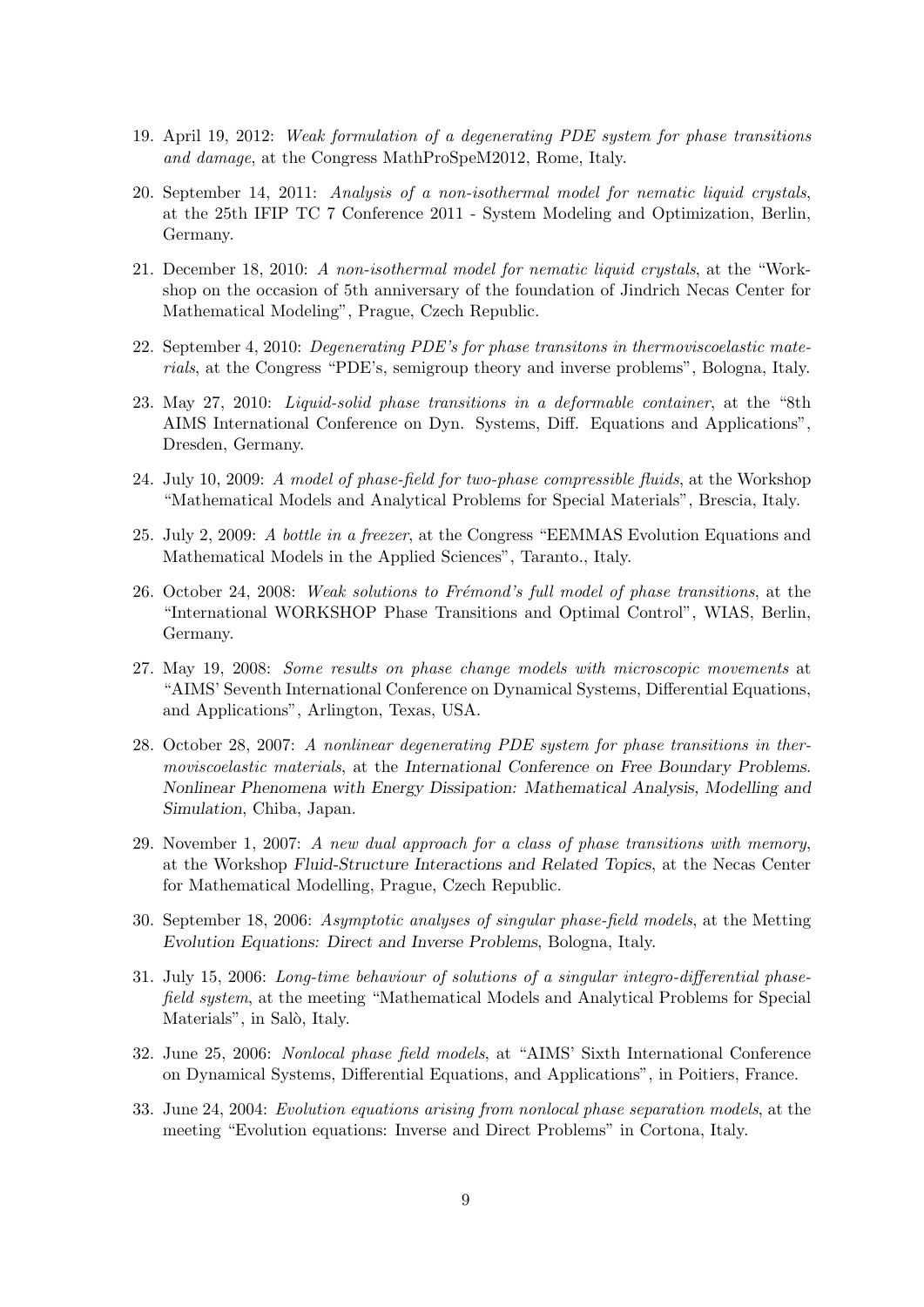19. April 19, 2012: *Weak formulation of a degenerating PDE system for phase transitions and damage*, at the Congress MathProSpeM2012, Rome, Italy.

20. September 14, 2011: *Analysis of a non-isothermal model for nematic liquid crystals*, at the 25th IFIP TC 7 Conference 2011 - System Modeling and Optimization, Berlin, Germany.

21. December 18, 2010: *A non-isothermal model for nematic liquid crystals*, at the "Workshop on the occasion of 5th anniversary of the foundation of Jindrich Necas Center for Mathematical Modeling", Prague, Czech Republic.

22. September 4, 2010: *Degenerating PDE's for phase transitons in thermoviscoelastic materials*, at the Congress "PDE's, semigroup theory and inverse problems", Bologna, Italy.

23. May 27, 2010: *Liquid-solid phase transitions in a deformable container*, at the "8th AIMS International Conference on Dyn. Systems, Diff. Equations and Applications", Dresden, Germany.

24. July 10, 2009: *A model of phase-field for two-phase compressible fluids*, at the Workshop "Mathematical Models and Analytical Problems for Special Materials", Brescia, Italy.

25. July 2, 2009: *A bottle in a freezer*, at the Congress "EEMMAS Evolution Equations and Mathematical Models in the Applied Sciences", Taranto., Italy.

26. October 24, 2008: *Weak solutions to Frémond's full model of phase transitions*, at the "International WORKSHOP Phase Transitions and Optimal Control", WIAS, Berlin, Germany.

27. May 19, 2008: *Some results on phase change models with microscopic movements* at "AIMS' Seventh International Conference on Dynamical Systems, Differential Equations, and Applications", Arlington, Texas, USA.

28. October 28, 2007: *A nonlinear degenerating PDE system for phase transitions in thermoviscoelastic materials*, at the International Conference on Free Boundary Problems. Nonlinear Phenomena with Energy Dissipation: Mathematical Analysis, Modelling and Simulation, Chiba, Japan.

29. November 1, 2007: *A new dual approach for a class of phase transitions with memory*, at the Workshop Fluid-Structure Interactions and Related Topics, at the Necas Center for Mathematical Modelling, Prague, Czech Republic.

30. September 18, 2006: *Asymptotic analyses of singular phase-field models*, at the Metting Evolution Equations: Direct and Inverse Problems, Bologna, Italy.

31. July 15, 2006: *Long-time behaviour of solutions of a singular integro-differential phase-field system*, at the meeting "Mathematical Models and Analytical Problems for Special Materials", in Salò, Italy.

32. June 25, 2006: *Nonlocal phase field models*, at "AIMS' Sixth International Conference on Dynamical Systems, Differential Equations, and Applications", in Poitiers, France.

33. June 24, 2004: *Evolution equations arising from nonlocal phase separation models*, at the meeting "Evolution equations: Inverse and Direct Problems" in Cortona, Italy.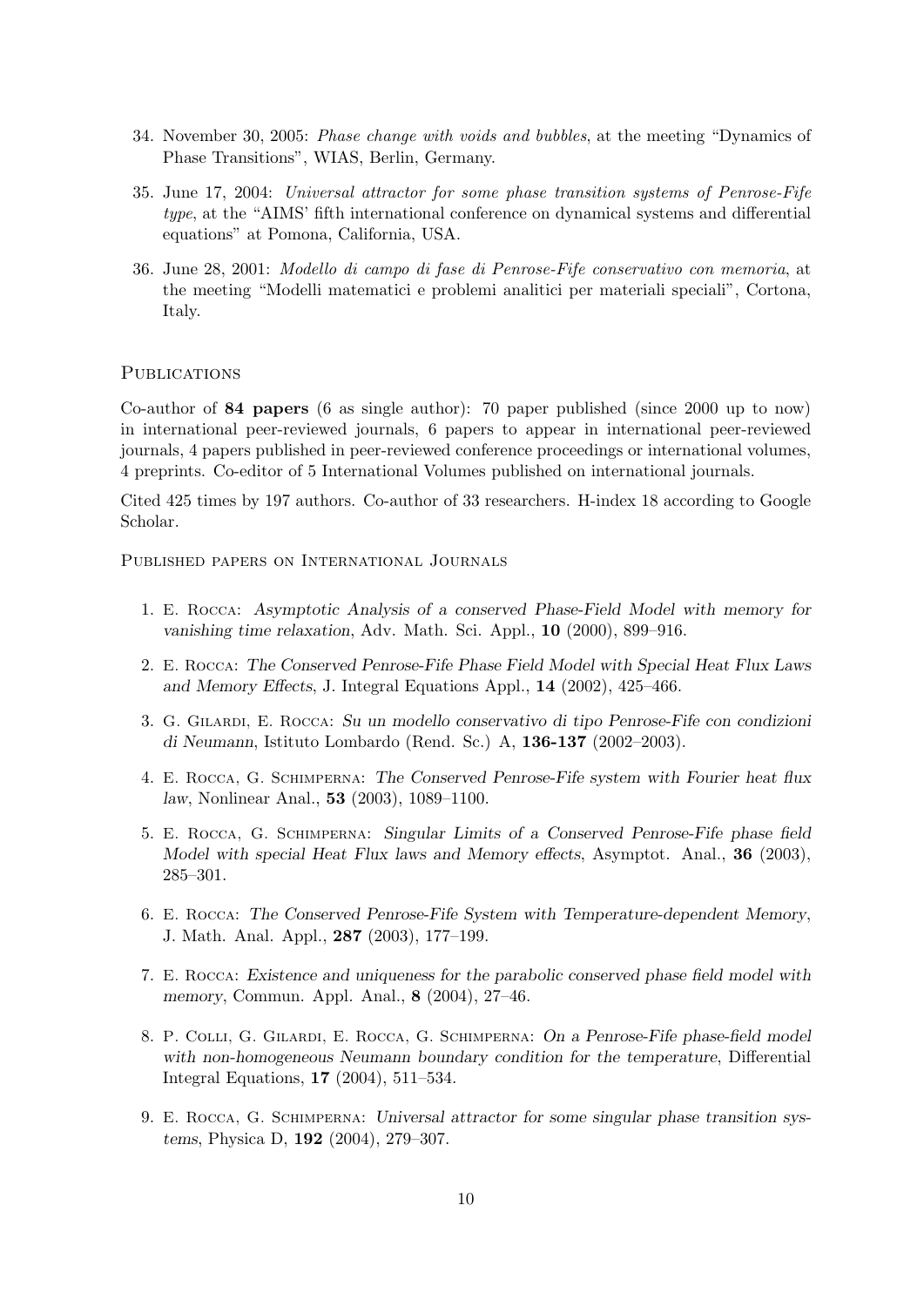34. November 30, 2005: *Phase change with voids and bubbles*, at the meeting "Dynamics of Phase Transitions", WIAS, Berlin, Germany.

35. June 17, 2004: *Universal attractor for some phase transition systems of Penrose-Fife type*, at the "AIMS' fifth international conference on dynamical systems and differential equations" at Pomona, California, USA.

36. June 28, 2001: *Modello di campo di fase di Penrose-Fife conservativo con memoria*, at the meeting "Modelli matematici e problemi analitici per materiali speciali", Cortona, Italy.

## Publications

Co-author of **84 papers** (6 as single author): 70 paper published (since 2000 up to now) in international peer-reviewed journals, 6 papers to appear in international peer-reviewed journals, 4 papers published in peer-reviewed conference proceedings or international volumes, 4 preprints. Co-editor of 5 International Volumes published on international journals.

Cited 425 times by 197 authors. Co-author of 33 researchers. H-index 18 according to Google Scholar.

### Published papers on International Journals

1. E. Rocca: *Asymptotic Analysis of a conserved Phase-Field Model with memory for vanishing time relaxation*, Adv. Math. Sci. Appl., **10** (2000), 899–916.

2. E. Rocca: *The Conserved Penrose-Fife Phase Field Model with Special Heat Flux Laws and Memory Effects*, J. Integral Equations Appl., **14** (2002), 425–466.

3. G. Gilardi, E. Rocca: *Su un modello conservativo di tipo Penrose-Fife con condizioni di Neumann*, Istituto Lombardo (Rend. Sc.) A, **136-137** (2002–2003).

4. E. Rocca, G. Schimperna: *The Conserved Penrose-Fife system with Fourier heat flux law*, Nonlinear Anal., **53** (2003), 1089–1100.

5. E. Rocca, G. Schimperna: *Singular Limits of a Conserved Penrose-Fife phase field Model with special Heat Flux laws and Memory effects*, Asymptot. Anal., **36** (2003), 285–301.

6. E. Rocca: *The Conserved Penrose-Fife System with Temperature-dependent Memory*, J. Math. Anal. Appl., **287** (2003), 177–199.

7. E. Rocca: *Existence and uniqueness for the parabolic conserved phase field model with memory*, Commun. Appl. Anal., **8** (2004), 27–46.

8. P. Colli, G. Gilardi, E. Rocca, G. Schimperna: *On a Penrose-Fife phase-field model with non-homogeneous Neumann boundary condition for the temperature*, Differential Integral Equations, **17** (2004), 511–534.

9. E. Rocca, G. Schimperna: *Universal attractor for some singular phase transition systems*, Physica D, **192** (2004), 279–307.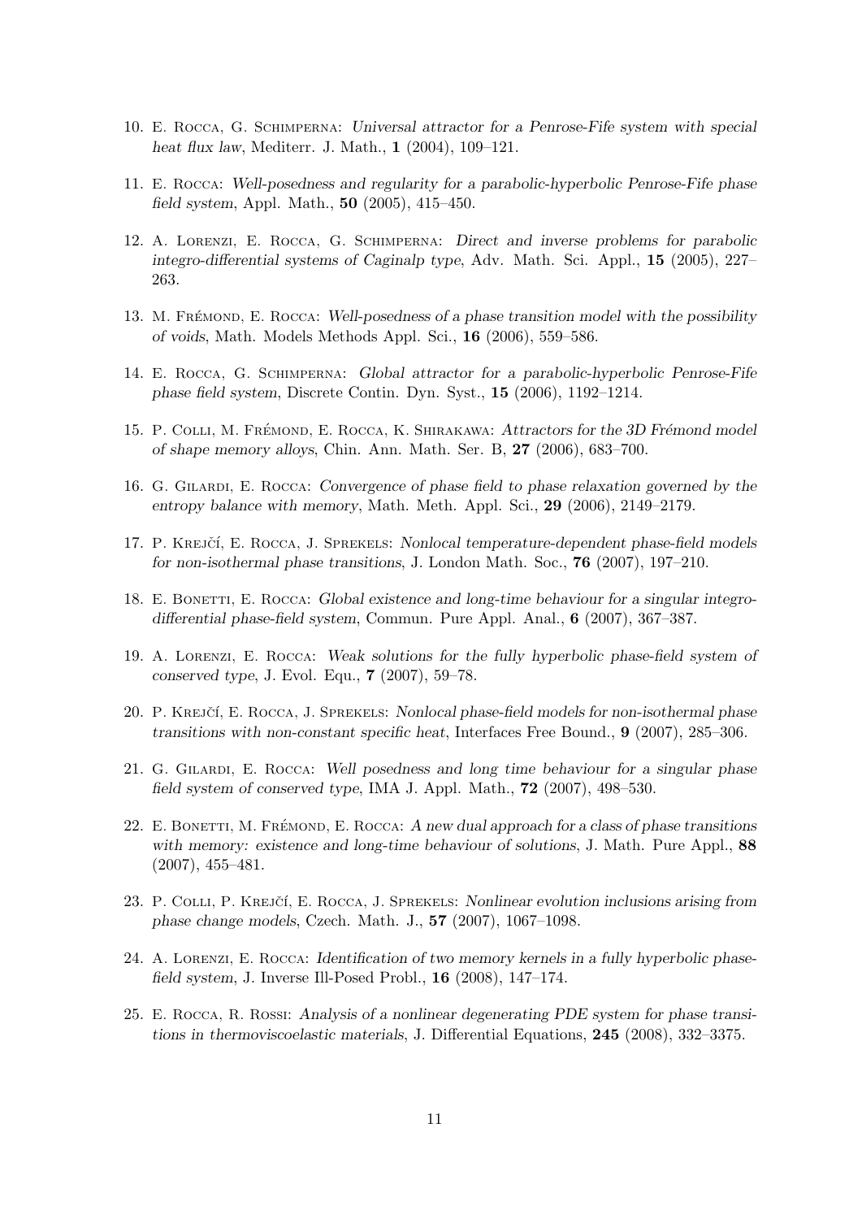10. E. Rocca, G. Schimperna: *Universal attractor for a Penrose-Fife system with special heat flux law*, Mediterr. J. Math., **1** (2004), 109–121.

11. E. Rocca: *Well-posedness and regularity for a parabolic-hyperbolic Penrose-Fife phase field system*, Appl. Math., **50** (2005), 415–450.

12. A. Lorenzi, E. Rocca, G. Schimperna: *Direct and inverse problems for parabolic integro-differential systems of Caginalp type*, Adv. Math. Sci. Appl., **15** (2005), 227–263.

13. M. Frémond, E. Rocca: *Well-posedness of a phase transition model with the possibility of voids*, Math. Models Methods Appl. Sci., **16** (2006), 559–586.

14. E. Rocca, G. Schimperna: *Global attractor for a parabolic-hyperbolic Penrose-Fife phase field system*, Discrete Contin. Dyn. Syst., **15** (2006), 1192–1214.

15. P. Colli, M. Frémond, E. Rocca, K. Shirakawa: *Attractors for the 3D Frémond model of shape memory alloys*, Chin. Ann. Math. Ser. B, **27** (2006), 683–700.

16. G. Gilardi, E. Rocca: *Convergence of phase field to phase relaxation governed by the entropy balance with memory*, Math. Meth. Appl. Sci., **29** (2006), 2149–2179.

17. P. Krejčí, E. Rocca, J. Sprekels: *Nonlocal temperature-dependent phase-field models for non-isothermal phase transitions*, J. London Math. Soc., **76** (2007), 197–210.

18. E. Bonetti, E. Rocca: *Global existence and long-time behaviour for a singular integro-differential phase-field system*, Commun. Pure Appl. Anal., **6** (2007), 367–387.

19. A. Lorenzi, E. Rocca: *Weak solutions for the fully hyperbolic phase-field system of conserved type*, J. Evol. Equ., **7** (2007), 59–78.

20. P. Krejčí, E. Rocca, J. Sprekels: *Nonlocal phase-field models for non-isothermal phase transitions with non-constant specific heat*, Interfaces Free Bound., **9** (2007), 285–306.

21. G. Gilardi, E. Rocca: *Well posedness and long time behaviour for a singular phase field system of conserved type*, IMA J. Appl. Math., **72** (2007), 498–530.

22. E. Bonetti, M. Frémond, E. Rocca: *A new dual approach for a class of phase transitions with memory: existence and long-time behaviour of solutions*, J. Math. Pure Appl., **88** (2007), 455–481.

23. P. Colli, P. Krejčí, E. Rocca, J. Sprekels: *Nonlinear evolution inclusions arising from phase change models*, Czech. Math. J., **57** (2007), 1067–1098.

24. A. Lorenzi, E. Rocca: *Identification of two memory kernels in a fully hyperbolic phase-field system*, J. Inverse Ill-Posed Probl., **16** (2008), 147–174.

25. E. Rocca, R. Rossi: *Analysis of a nonlinear degenerating PDE system for phase transitions in thermoviscoelastic materials*, J. Differential Equations, **245** (2008), 332–3375.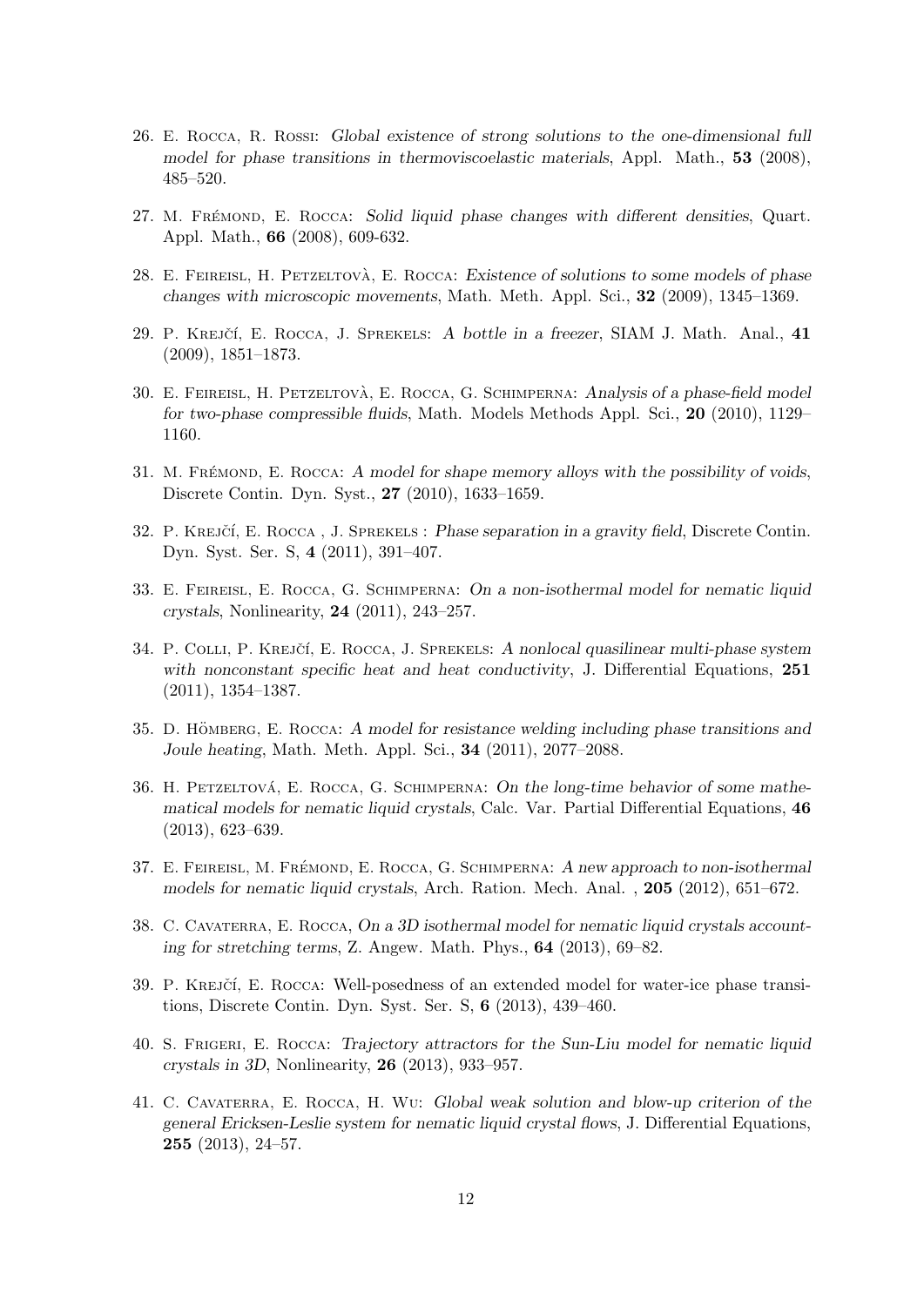26. E. Rocca, R. Rossi: *Global existence of strong solutions to the one-dimensional full model for phase transitions in thermoviscoelastic materials*, Appl. Math., **53** (2008), 485–520.

27. M. Frémond, E. Rocca: *Solid liquid phase changes with different densities*, Quart. Appl. Math., **66** (2008), 609-632.

28. E. Feireisl, H. Petzeltovà, E. Rocca: *Existence of solutions to some models of phase changes with microscopic movements*, Math. Meth. Appl. Sci., **32** (2009), 1345–1369.

29. P. Krejčí, E. Rocca, J. Sprekels: *A bottle in a freezer*, SIAM J. Math. Anal., **41** (2009), 1851–1873.

30. E. Feireisl, H. Petzeltovà, E. Rocca, G. Schimperna: *Analysis of a phase-field model for two-phase compressible fluids*, Math. Models Methods Appl. Sci., **20** (2010), 1129–1160.

31. M. Frémond, E. Rocca: *A model for shape memory alloys with the possibility of voids*, Discrete Contin. Dyn. Syst., **27** (2010), 1633–1659.

32. P. Krejčí, E. Rocca , J. Sprekels : *Phase separation in a gravity field*, Discrete Contin. Dyn. Syst. Ser. S, **4** (2011), 391–407.

33. E. Feireisl, E. Rocca, G. Schimperna: *On a non-isothermal model for nematic liquid crystals*, Nonlinearity, **24** (2011), 243–257.

34. P. Colli, P. Krejčí, E. Rocca, J. Sprekels: *A nonlocal quasilinear multi-phase system with nonconstant specific heat and heat conductivity*, J. Differential Equations, **251** (2011), 1354–1387.

35. D. Hömberg, E. Rocca: *A model for resistance welding including phase transitions and Joule heating*, Math. Meth. Appl. Sci., **34** (2011), 2077–2088.

36. H. Petzeltová, E. Rocca, G. Schimperna: *On the long-time behavior of some mathematical models for nematic liquid crystals*, Calc. Var. Partial Differential Equations, **46** (2013), 623–639.

37. E. Feireisl, M. Frémond, E. Rocca, G. Schimperna: *A new approach to non-isothermal models for nematic liquid crystals*, Arch. Ration. Mech. Anal. , **205** (2012), 651–672.

38. C. Cavaterra, E. Rocca, *On a 3D isothermal model for nematic liquid crystals accounting for stretching terms*, Z. Angew. Math. Phys., **64** (2013), 69–82.

39. P. Krejčí, E. Rocca: Well-posedness of an extended model for water-ice phase transitions, Discrete Contin. Dyn. Syst. Ser. S, **6** (2013), 439–460.

40. S. Frigeri, E. Rocca: *Trajectory attractors for the Sun-Liu model for nematic liquid crystals in 3D*, Nonlinearity, **26** (2013), 933–957.

41. C. Cavaterra, E. Rocca, H. Wu: *Global weak solution and blow-up criterion of the general Ericksen-Leslie system for nematic liquid crystal flows*, J. Differential Equations, **255** (2013), 24–57.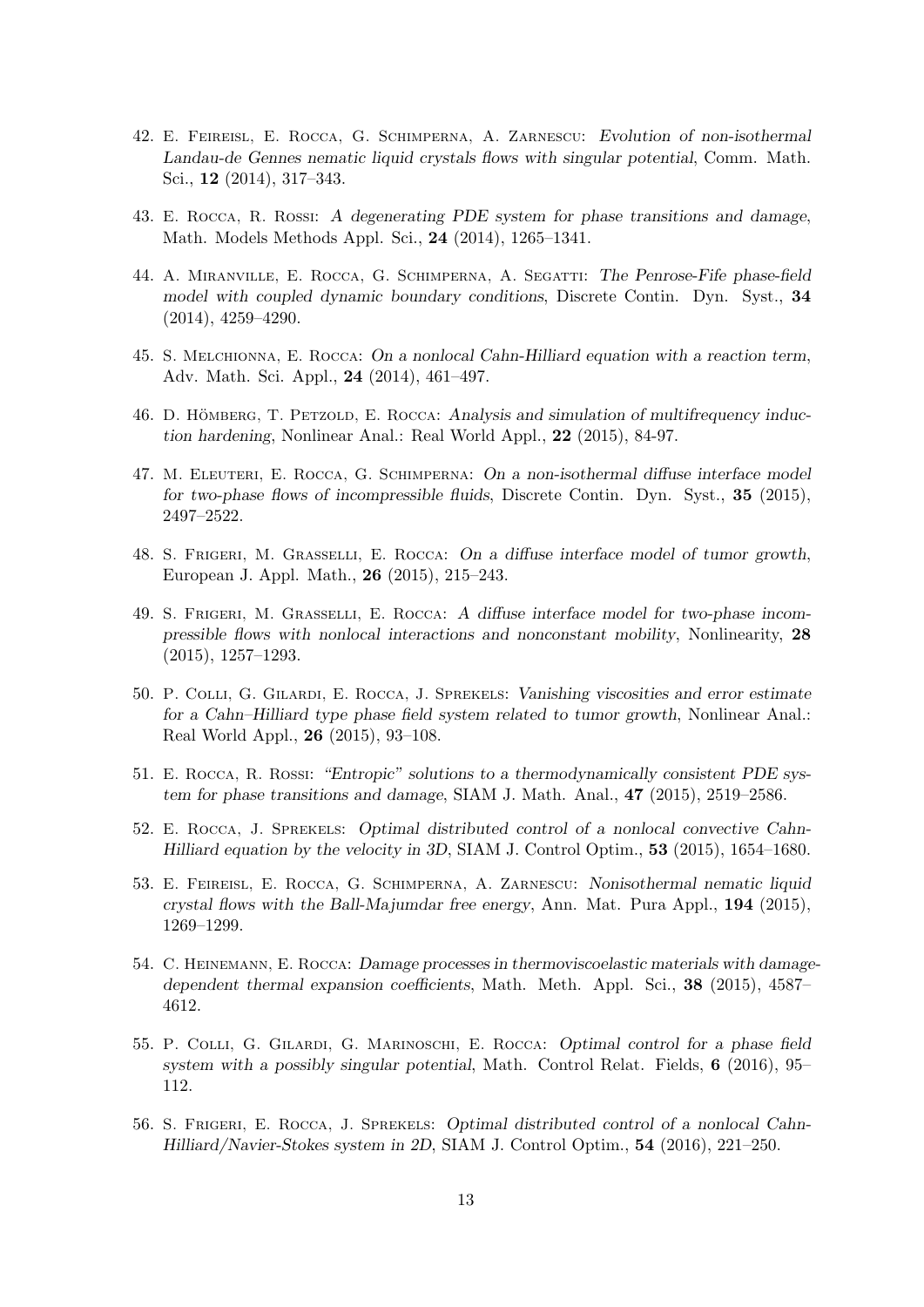42. E. Feireisl, E. Rocca, G. Schimperna, A. Zarnescu: *Evolution of non-isothermal Landau-de Gennes nematic liquid crystals flows with singular potential*, Comm. Math. Sci., **12** (2014), 317–343.

43. E. Rocca, R. Rossi: *A degenerating PDE system for phase transitions and damage*, Math. Models Methods Appl. Sci., **24** (2014), 1265–1341.

44. A. Miranville, E. Rocca, G. Schimperna, A. Segatti: *The Penrose-Fife phase-field model with coupled dynamic boundary conditions*, Discrete Contin. Dyn. Syst., **34** (2014), 4259–4290.

45. S. Melchionna, E. Rocca: *On a nonlocal Cahn-Hilliard equation with a reaction term*, Adv. Math. Sci. Appl., **24** (2014), 461–497.

46. D. Hömberg, T. Petzold, E. Rocca: *Analysis and simulation of multifrequency induction hardening*, Nonlinear Anal.: Real World Appl., **22** (2015), 84-97.

47. M. Eleuteri, E. Rocca, G. Schimperna: *On a non-isothermal diffuse interface model for two-phase flows of incompressible fluids*, Discrete Contin. Dyn. Syst., **35** (2015), 2497–2522.

48. S. Frigeri, M. Grasselli, E. Rocca: *On a diffuse interface model of tumor growth*, European J. Appl. Math., **26** (2015), 215–243.

49. S. Frigeri, M. Grasselli, E. Rocca: *A diffuse interface model for two-phase incompressible flows with nonlocal interactions and nonconstant mobility*, Nonlinearity, **28** (2015), 1257–1293.

50. P. Colli, G. Gilardi, E. Rocca, J. Sprekels: *Vanishing viscosities and error estimate for a Cahn–Hilliard type phase field system related to tumor growth*, Nonlinear Anal.: Real World Appl., **26** (2015), 93–108.

51. E. Rocca, R. Rossi: *"Entropic" solutions to a thermodynamically consistent PDE system for phase transitions and damage*, SIAM J. Math. Anal., **47** (2015), 2519–2586.

52. E. Rocca, J. Sprekels: *Optimal distributed control of a nonlocal convective Cahn-Hilliard equation by the velocity in 3D*, SIAM J. Control Optim., **53** (2015), 1654–1680.

53. E. Feireisl, E. Rocca, G. Schimperna, A. Zarnescu: *Nonisothermal nematic liquid crystal flows with the Ball-Majumdar free energy*, Ann. Mat. Pura Appl., **194** (2015), 1269–1299.

54. C. Heinemann, E. Rocca: *Damage processes in thermoviscoelastic materials with damage-dependent thermal expansion coefficients*, Math. Meth. Appl. Sci., **38** (2015), 4587–4612.

55. P. Colli, G. Gilardi, G. Marinoschi, E. Rocca: *Optimal control for a phase field system with a possibly singular potential*, Math. Control Relat. Fields, **6** (2016), 95–112.

56. S. Frigeri, E. Rocca, J. Sprekels: *Optimal distributed control of a nonlocal Cahn-Hilliard/Navier-Stokes system in 2D*, SIAM J. Control Optim., **54** (2016), 221–250.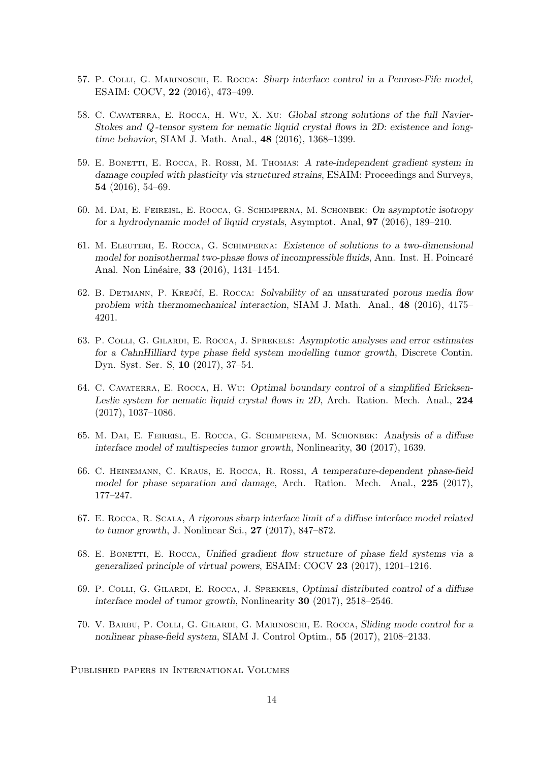57. P. Colli, G. Marinoschi, E. Rocca: *Sharp interface control in a Penrose-Fife model*, ESAIM: COCV, **22** (2016), 473–499.

58. C. Cavaterra, E. Rocca, H. Wu, X. Xu: *Global strong solutions of the full Navier-Stokes and $Q$-tensor system for nematic liquid crystal flows in 2D: existence and long-time behavior*, SIAM J. Math. Anal., **48** (2016), 1368–1399.

59. E. Bonetti, E. Rocca, R. Rossi, M. Thomas: *A rate-independent gradient system in damage coupled with plasticity via structured strains*, ESAIM: Proceedings and Surveys, **54** (2016), 54–69.

60. M. Dai, E. Feireisl, E. Rocca, G. Schimperna, M. Schonbek: *On asymptotic isotropy for a hydrodynamic model of liquid crystals*, Asymptot. Anal, **97** (2016), 189–210.

61. M. Eleuteri, E. Rocca, G. Schimperna: *Existence of solutions to a two-dimensional model for nonisothermal two-phase flows of incompressible fluids*, Ann. Inst. H. Poincaré Anal. Non Linéaire, **33** (2016), 1431–1454.

62. B. Detmann, P. Krejčí, E. Rocca: *Solvability of an unsaturated porous media flow problem with thermomechanical interaction*, SIAM J. Math. Anal., **48** (2016), 4175–4201.

63. P. Colli, G. Gilardi, E. Rocca, J. Sprekels: *Asymptotic analyses and error estimates for a CahnHilliard type phase field system modelling tumor growth*, Discrete Contin. Dyn. Syst. Ser. S, **10** (2017), 37–54.

64. C. Cavaterra, E. Rocca, H. Wu: *Optimal boundary control of a simplified Ericksen-Leslie system for nematic liquid crystal flows in 2D*, Arch. Ration. Mech. Anal., **224** (2017), 1037–1086.

65. M. Dai, E. Feireisl, E. Rocca, G. Schimperna, M. Schonbek: *Analysis of a diffuse interface model of multispecies tumor growth*, Nonlinearity, **30** (2017), 1639.

66. C. Heinemann, C. Kraus, E. Rocca, R. Rossi, *A temperature-dependent phase-field model for phase separation and damage*, Arch. Ration. Mech. Anal., **225** (2017), 177–247.

67. E. Rocca, R. Scala, *A rigorous sharp interface limit of a diffuse interface model related to tumor growth*, J. Nonlinear Sci., **27** (2017), 847–872.

68. E. Bonetti, E. Rocca, *Unified gradient flow structure of phase field systems via a generalized principle of virtual powers*, ESAIM: COCV **23** (2017), 1201–1216.

69. P. Colli, G. Gilardi, E. Rocca, J. Sprekels, *Optimal distributed control of a diffuse interface model of tumor growth*, Nonlinearity **30** (2017), 2518–2546.

70. V. Barbu, P. Colli, G. Gilardi, G. Marinoschi, E. Rocca, *Sliding mode control for a nonlinear phase-field system*, SIAM J. Control Optim., **55** (2017), 2108–2133.

Published papers in International Volumes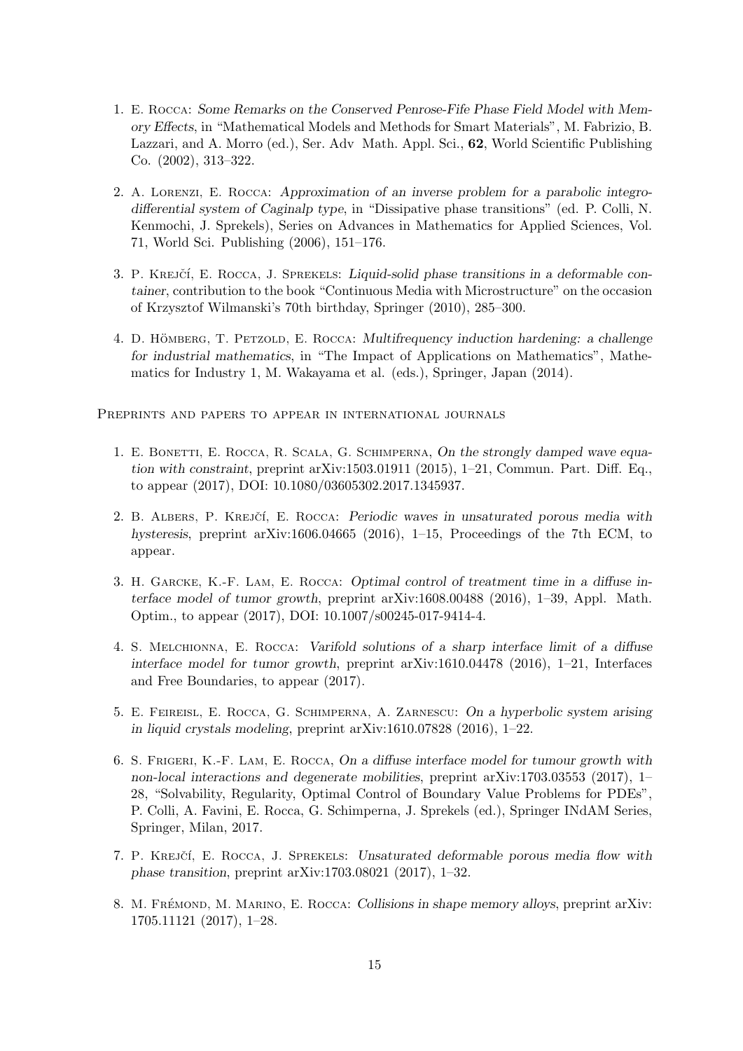1. E. Rocca: *Some Remarks on the Conserved Penrose-Fife Phase Field Model with Memory Effects*, in "Mathematical Models and Methods for Smart Materials", M. Fabrizio, B. Lazzari, and A. Morro (ed.), Ser. Adv Math. Appl. Sci., **62**, World Scientific Publishing Co. (2002), 313–322.

2. A. Lorenzi, E. Rocca: *Approximation of an inverse problem for a parabolic integro-differential system of Caginalp type*, in "Dissipative phase transitions" (ed. P. Colli, N. Kenmochi, J. Sprekels), Series on Advances in Mathematics for Applied Sciences, Vol. 71, World Sci. Publishing (2006), 151–176.

3. P. Krejčí, E. Rocca, J. Sprekels: *Liquid-solid phase transitions in a deformable container*, contribution to the book "Continuous Media with Microstructure" on the occasion of Krzysztof Wilmanski's 70th birthday, Springer (2010), 285–300.

4. D. Hömberg, T. Petzold, E. Rocca: *Multifrequency induction hardening: a challenge for industrial mathematics*, in "The Impact of Applications on Mathematics", Mathematics for Industry 1, M. Wakayama et al. (eds.), Springer, Japan (2014).

Preprints and papers to appear in international journals

1. E. Bonetti, E. Rocca, R. Scala, G. Schimperna, *On the strongly damped wave equation with constraint*, preprint arXiv:1503.01911 (2015), 1–21, Commun. Part. Diff. Eq., to appear (2017), DOI: 10.1080/03605302.2017.1345937.

2. B. Albers, P. Krejčí, E. Rocca: *Periodic waves in unsaturated porous media with hysteresis*, preprint arXiv:1606.04665 (2016), 1–15, Proceedings of the 7th ECM, to appear.

3. H. Garcke, K.-F. Lam, E. Rocca: *Optimal control of treatment time in a diffuse interface model of tumor growth*, preprint arXiv:1608.00488 (2016), 1–39, Appl. Math. Optim., to appear (2017), DOI: 10.1007/s00245-017-9414-4.

4. S. Melchionna, E. Rocca: *Varifold solutions of a sharp interface limit of a diffuse interface model for tumor growth*, preprint arXiv:1610.04478 (2016), 1–21, Interfaces and Free Boundaries, to appear (2017).

5. E. Feireisl, E. Rocca, G. Schimperna, A. Zarnescu: *On a hyperbolic system arising in liquid crystals modeling*, preprint arXiv:1610.07828 (2016), 1–22.

6. S. Frigeri, K.-F. Lam, E. Rocca, *On a diffuse interface model for tumour growth with non-local interactions and degenerate mobilities*, preprint arXiv:1703.03553 (2017), 1–28, "Solvability, Regularity, Optimal Control of Boundary Value Problems for PDEs", P. Colli, A. Favini, E. Rocca, G. Schimperna, J. Sprekels (ed.), Springer INdAM Series, Springer, Milan, 2017.

7. P. Krejčí, E. Rocca, J. Sprekels: *Unsaturated deformable porous media flow with phase transition*, preprint arXiv:1703.08021 (2017), 1–32.

8. M. Frémond, M. Marino, E. Rocca: *Collisions in shape memory alloys*, preprint arXiv: 1705.11121 (2017), 1–28.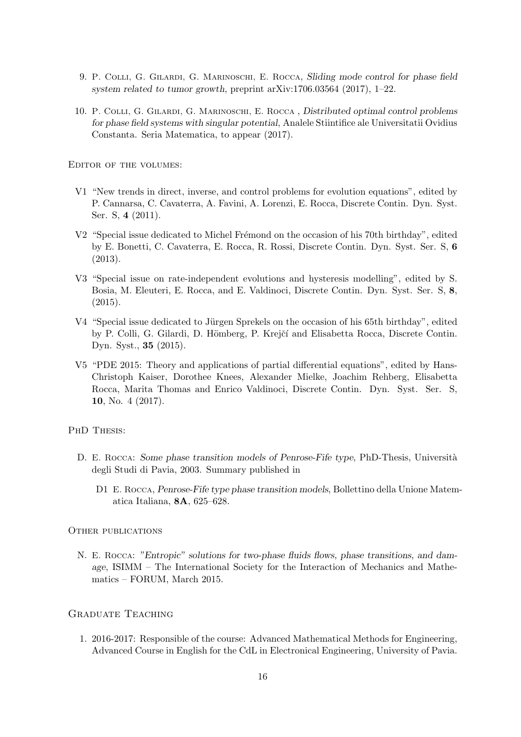9. P. Colli, G. Gilardi, G. Marinoschi, E. Rocca, *Sliding mode control for phase field system related to tumor growth*, preprint arXiv:1706.03564 (2017), 1–22.

10. P. Colli, G. Gilardi, G. Marinoschi, E. Rocca , *Distributed optimal control problems for phase field systems with singular potential*, Analele Stiintifice ale Universitatii Ovidius Constanta. Seria Matematica, to appear (2017).

Editor of the volumes:

- V1 "New trends in direct, inverse, and control problems for evolution equations", edited by P. Cannarsa, C. Cavaterra, A. Favini, A. Lorenzi, E. Rocca, Discrete Contin. Dyn. Syst. Ser. S, **4** (2011).
- V2 "Special issue dedicated to Michel Frémond on the occasion of his 70th birthday", edited by E. Bonetti, C. Cavaterra, E. Rocca, R. Rossi, Discrete Contin. Dyn. Syst. Ser. S, **6** (2013).
- V3 "Special issue on rate-independent evolutions and hysteresis modelling", edited by S. Bosia, M. Eleuteri, E. Rocca, and E. Valdinoci, Discrete Contin. Dyn. Syst. Ser. S, **8**, (2015).
- V4 "Special issue dedicated to Jürgen Sprekels on the occasion of his 65th birthday", edited by P. Colli, G. Gilardi, D. Hömberg, P. Krejčí and Elisabetta Rocca, Discrete Contin. Dyn. Syst., **35** (2015).
- V5 "PDE 2015: Theory and applications of partial differential equations", edited by Hans-Christoph Kaiser, Dorothee Knees, Alexander Mielke, Joachim Rehberg, Elisabetta Rocca, Marita Thomas and Enrico Valdinoci, Discrete Contin. Dyn. Syst. Ser. S, **10**, No. 4 (2017).

PhD Thesis:

- D. E. Rocca: *Some phase transition models of Penrose-Fife type*, PhD-Thesis, Università degli Studi di Pavia, 2003. Summary published in
  - D1 E. Rocca, *Penrose-Fife type phase transition models*, Bollettino della Unione Matematica Italiana, **8A**, 625–628.

Other publications

- N. E. Rocca: *"Entropic" solutions for two-phase fluids flows, phase transitions, and damage*, ISIMM – The International Society for the Interaction of Mechanics and Mathematics – FORUM, March 2015.

## Graduate Teaching

1. 2016-2017: Responsible of the course: Advanced Mathematical Methods for Engineering, Advanced Course in English for the CdL in Electronical Engineering, University of Pavia.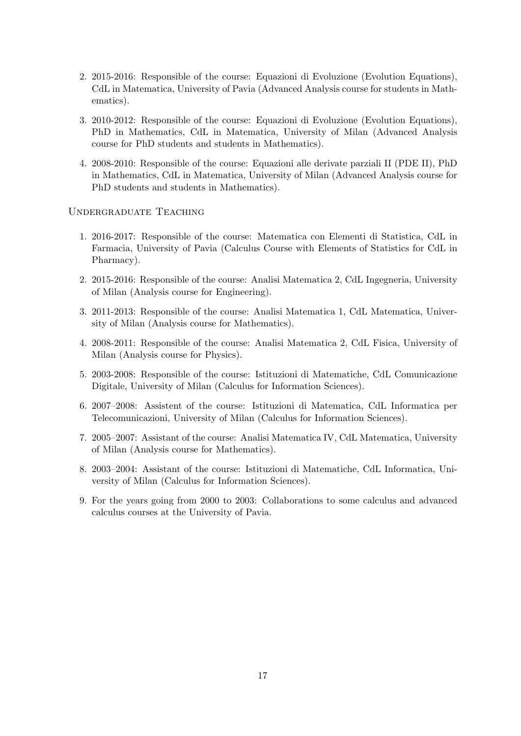2. 2015-2016: Responsible of the course: Equazioni di Evoluzione (Evolution Equations), CdL in Matematica, University of Pavia (Advanced Analysis course for students in Mathematics).

3. 2010-2012: Responsible of the course: Equazioni di Evoluzione (Evolution Equations), PhD in Mathematics, CdL in Matematica, University of Milan (Advanced Analysis course for PhD students and students in Mathematics).

4. 2008-2010: Responsible of the course: Equazioni alle derivate parziali II (PDE II), PhD in Mathematics, CdL in Matematica, University of Milan (Advanced Analysis course for PhD students and students in Mathematics).

### Undergraduate Teaching

1. 2016-2017: Responsible of the course: Matematica con Elementi di Statistica, CdL in Farmacia, University of Pavia (Calculus Course with Elements of Statistics for CdL in Pharmacy).

2. 2015-2016: Responsible of the course: Analisi Matematica 2, CdL Ingegneria, University of Milan (Analysis course for Engineering).

3. 2011-2013: Responsible of the course: Analisi Matematica 1, CdL Matematica, University of Milan (Analysis course for Mathematics).

4. 2008-2011: Responsible of the course: Analisi Matematica 2, CdL Fisica, University of Milan (Analysis course for Physics).

5. 2003-2008: Responsible of the course: Istituzioni di Matematiche, CdL Comunicazione Digitale, University of Milan (Calculus for Information Sciences).

6. 2007–2008: Assistent of the course: Istituzioni di Matematica, CdL Informatica per Telecomunicazioni, University of Milan (Calculus for Information Sciences).

7. 2005–2007: Assistant of the course: Analisi Matematica IV, CdL Matematica, University of Milan (Analysis course for Mathematics).

8. 2003–2004: Assistant of the course: Istituzioni di Matematiche, CdL Informatica, University of Milan (Calculus for Information Sciences).

9. For the years going from 2000 to 2003: Collaborations to some calculus and advanced calculus courses at the University of Pavia.